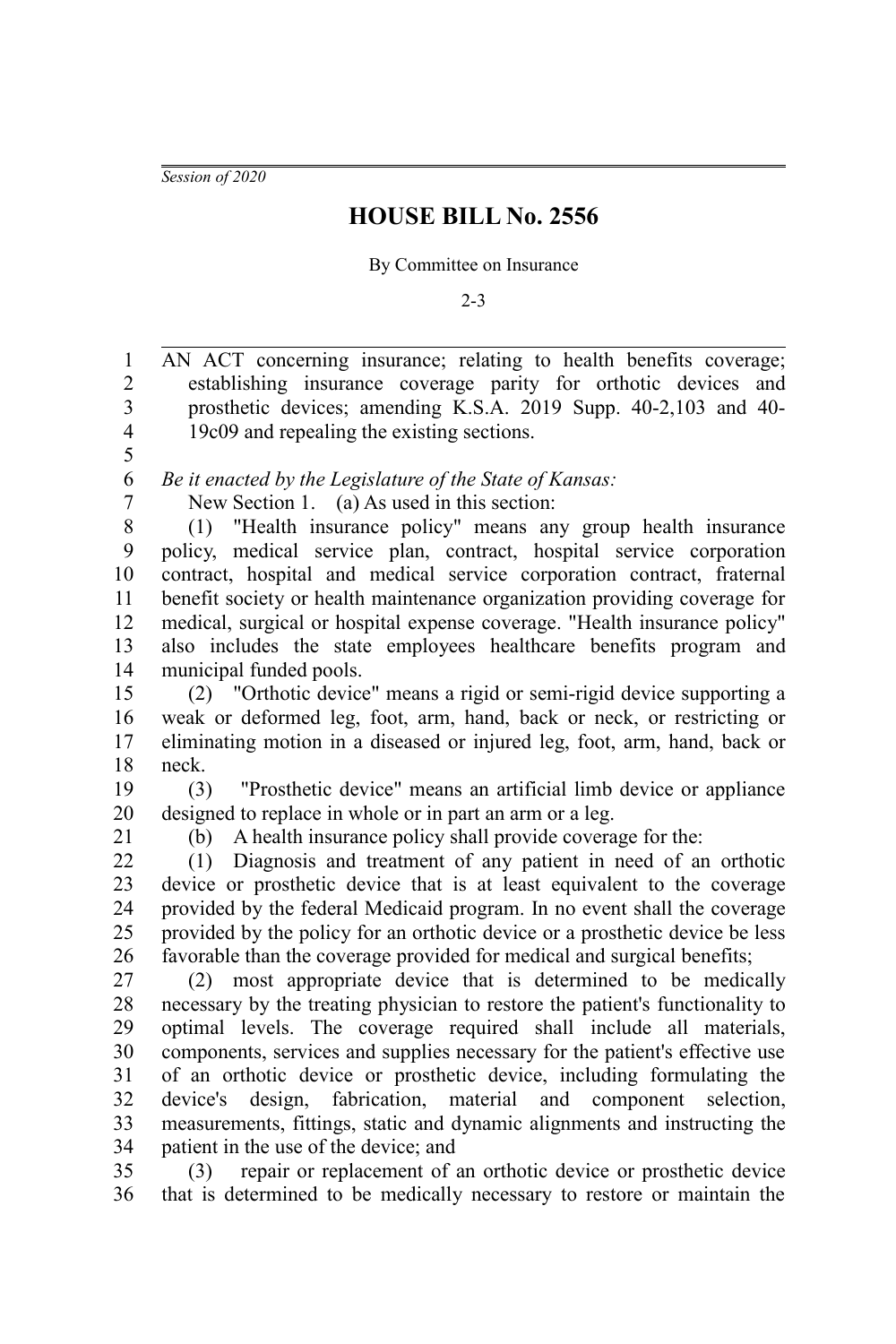*Session of 2020*

# HOUSE BILL No. 2556

By Committee on Insurance

2-3

AN ACT concerning insurance; relating to health benefits coverage; establishing insurance coverage parity for orthotic devices and prosthetic devices; amending K.S.A. 2019 Supp. 40-2,103 and 40-19c09 and repealing the existing sections.

*Be it enacted by the Legislature of the State of Kansas:*

New Section 1. (a) As used in this section:

(1) "Health insurance policy" means any group health insurance policy, medical service plan, contract, hospital service corporation contract, hospital and medical service corporation contract, fraternal benefit society or health maintenance organization providing coverage for medical, surgical or hospital expense coverage. "Health insurance policy" also includes the state employees healthcare benefits program and municipal funded pools.

(2) "Orthotic device" means a rigid or semi-rigid device supporting a weak or deformed leg, foot, arm, hand, back or neck, or restricting or eliminating motion in a diseased or injured leg, foot, arm, hand, back or neck.

(3) "Prosthetic device" means an artificial limb device or appliance designed to replace in whole or in part an arm or a leg.

(b) A health insurance policy shall provide coverage for the:

(1) Diagnosis and treatment of any patient in need of an orthotic device or prosthetic device that is at least equivalent to the coverage provided by the federal Medicaid program. In no event shall the coverage provided by the policy for an orthotic device or a prosthetic device be less favorable than the coverage provided for medical and surgical benefits;

(2) most appropriate device that is determined to be medically necessary by the treating physician to restore the patient's functionality to optimal levels. The coverage required shall include all materials, components, services and supplies necessary for the patient's effective use of an orthotic device or prosthetic device, including formulating the device's design, fabrication, material and component selection, measurements, fittings, static and dynamic alignments and instructing the patient in the use of the device; and

(3) repair or replacement of an orthotic device or prosthetic device that is determined to be medically necessary to restore or maintain the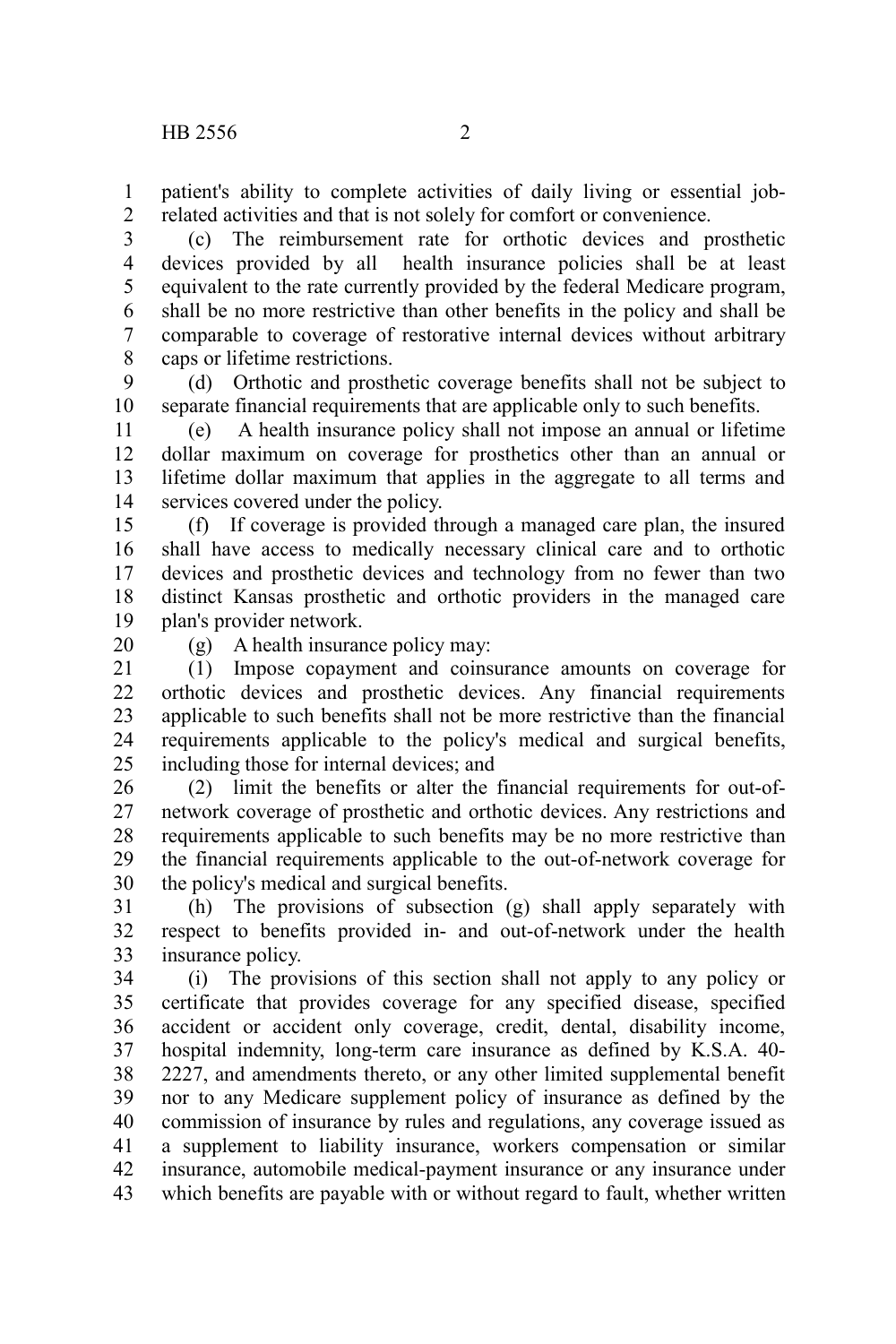patient's ability to complete activities of daily living or essential job-related activities and that is not solely for comfort or convenience.

(c) The reimbursement rate for orthotic devices and prosthetic devices provided by all health insurance policies shall be at least equivalent to the rate currently provided by the federal Medicare program, shall be no more restrictive than other benefits in the policy and shall be comparable to coverage of restorative internal devices without arbitrary caps or lifetime restrictions.

(d) Orthotic and prosthetic coverage benefits shall not be subject to separate financial requirements that are applicable only to such benefits.

(e) A health insurance policy shall not impose an annual or lifetime dollar maximum on coverage for prosthetics other than an annual or lifetime dollar maximum that applies in the aggregate to all terms and services covered under the policy.

(f) If coverage is provided through a managed care plan, the insured shall have access to medically necessary clinical care and to orthotic devices and prosthetic devices and technology from no fewer than two distinct Kansas prosthetic and orthotic providers in the managed care plan's provider network.

(g) A health insurance policy may:

(1) Impose copayment and coinsurance amounts on coverage for orthotic devices and prosthetic devices. Any financial requirements applicable to such benefits shall not be more restrictive than the financial requirements applicable to the policy's medical and surgical benefits, including those for internal devices; and

(2) limit the benefits or alter the financial requirements for out-of-network coverage of prosthetic and orthotic devices. Any restrictions and requirements applicable to such benefits may be no more restrictive than the financial requirements applicable to the out-of-network coverage for the policy's medical and surgical benefits.

(h) The provisions of subsection (g) shall apply separately with respect to benefits provided in- and out-of-network under the health insurance policy.

(i) The provisions of this section shall not apply to any policy or certificate that provides coverage for any specified disease, specified accident or accident only coverage, credit, dental, disability income, hospital indemnity, long-term care insurance as defined by K.S.A. 40-2227, and amendments thereto, or any other limited supplemental benefit nor to any Medicare supplement policy of insurance as defined by the commission of insurance by rules and regulations, any coverage issued as a supplement to liability insurance, workers compensation or similar insurance, automobile medical-payment insurance or any insurance under which benefits are payable with or without regard to fault, whether written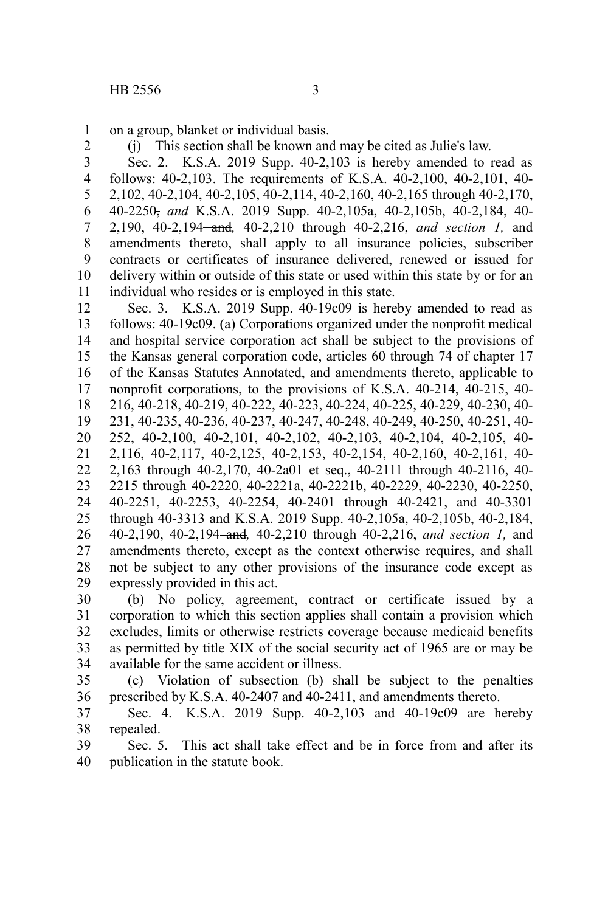on a group, blanket or individual basis.

(j) This section shall be known and may be cited as Julie's law.

Sec. 2. K.S.A. 2019 Supp. 40-2,103 is hereby amended to read as follows: 40-2,103. The requirements of K.S.A. 40-2,100, 40-2,101, 40-2,102, 40-2,104, 40-2,105, 40-2,114, 40-2,160, 40-2,165 through 40-2,170, 40-2250, *and* K.S.A. 2019 Supp. 40-2,105a, 40-2,105b, 40-2,184, 40-2,190, 40-2,194 and*,* 40-2,210 through 40-2,216, *and section 1,* and amendments thereto, shall apply to all insurance policies, subscriber contracts or certificates of insurance delivered, renewed or issued for delivery within or outside of this state or used within this state by or for an individual who resides or is employed in this state.

Sec. 3. K.S.A. 2019 Supp. 40-19c09 is hereby amended to read as follows: 40-19c09. (a) Corporations organized under the nonprofit medical and hospital service corporation act shall be subject to the provisions of the Kansas general corporation code, articles 60 through 74 of chapter 17 of the Kansas Statutes Annotated, and amendments thereto, applicable to nonprofit corporations, to the provisions of K.S.A. 40-214, 40-215, 40-216, 40-218, 40-219, 40-222, 40-223, 40-224, 40-225, 40-229, 40-230, 40-231, 40-235, 40-236, 40-237, 40-247, 40-248, 40-249, 40-250, 40-251, 40-252, 40-2,100, 40-2,101, 40-2,102, 40-2,103, 40-2,104, 40-2,105, 40-2,116, 40-2,117, 40-2,125, 40-2,153, 40-2,154, 40-2,160, 40-2,161, 40-2,163 through 40-2,170, 40-2a01 et seq., 40-2111 through 40-2116, 40-2215 through 40-2220, 40-2221a, 40-2221b, 40-2229, 40-2230, 40-2250, 40-2251, 40-2253, 40-2254, 40-2401 through 40-2421, and 40-3301 through 40-3313 and K.S.A. 2019 Supp. 40-2,105a, 40-2,105b, 40-2,184, 40-2,190, 40-2,194 and*,* 40-2,210 through 40-2,216, *and section 1,* and amendments thereto, except as the context otherwise requires, and shall not be subject to any other provisions of the insurance code except as expressly provided in this act.

(b) No policy, agreement, contract or certificate issued by a corporation to which this section applies shall contain a provision which excludes, limits or otherwise restricts coverage because medicaid benefits as permitted by title XIX of the social security act of 1965 are or may be available for the same accident or illness.

(c) Violation of subsection (b) shall be subject to the penalties prescribed by K.S.A. 40-2407 and 40-2411, and amendments thereto.

Sec. 4. K.S.A. 2019 Supp. 40-2,103 and 40-19c09 are hereby repealed.

Sec. 5. This act shall take effect and be in force from and after its publication in the statute book.